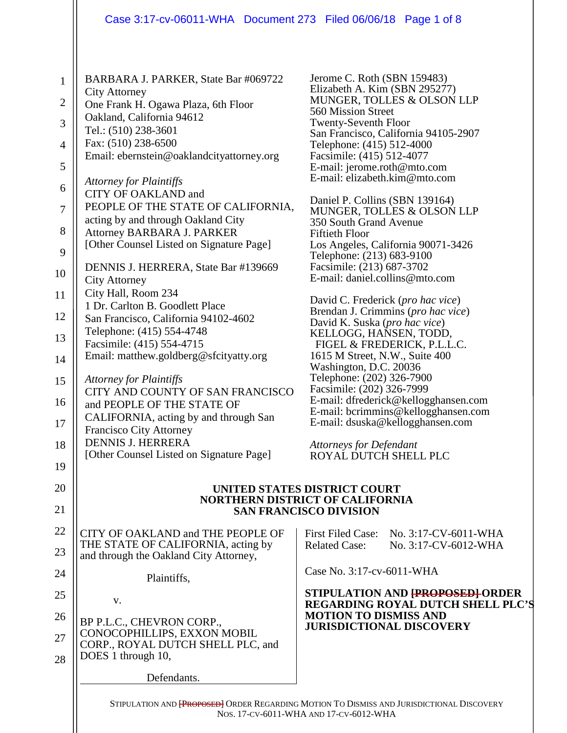BARBARA J. PARKER, State Bar #069722
City Attorney
One Frank H. Ogawa Plaza, 6th Floor
Oakland, California 94612
Tel.: (510) 238-3601
Fax: (510) 238-6500
Email: ebernstein@oaklandcityattorney.org

*Attorney for Plaintiffs*
CITY OF OAKLAND and
PEOPLE OF THE STATE OF CALIFORNIA, acting by and through Oakland City Attorney BARBARA J. PARKER
[Other Counsel Listed on Signature Page]

DENNIS J. HERRERA, State Bar #139669
City Attorney
City Hall, Room 234
1 Dr. Carlton B. Goodlett Place
San Francisco, California 94102-4602
Telephone: (415) 554-4748
Facsimile: (415) 554-4715
Email: matthew.goldberg@sfcityatty.org

*Attorney for Plaintiffs*
CITY AND COUNTY OF SAN FRANCISCO and PEOPLE OF THE STATE OF CALIFORNIA, acting by and through San Francisco City Attorney
DENNIS J. HERRERA
[Other Counsel Listed on Signature Page]

Jerome C. Roth (SBN 159483)
Elizabeth A. Kim (SBN 295277)
MUNGER, TOLLES & OLSON LLP
560 Mission Street
Twenty-Seventh Floor
San Francisco, California 94105-2907
Telephone: (415) 512-4000
Facsimile: (415) 512-4077
E-mail: jerome.roth@mto.com
E-mail: elizabeth.kim@mto.com

Daniel P. Collins (SBN 139164)
MUNGER, TOLLES & OLSON LLP
350 South Grand Avenue
Fiftieth Floor
Los Angeles, California 90071-3426
Telephone: (213) 683-9100
Facsimile: (213) 687-3702
E-mail: daniel.collins@mto.com

David C. Frederick (*pro hac vice*)
Brendan J. Crimmins (*pro hac vice*)
David K. Suska (*pro hac vice*)
KELLOGG, HANSEN, TODD, FIGEL & FREDERICK, P.L.L.C.
1615 M Street, N.W., Suite 400
Washington, D.C. 20036
Telephone: (202) 326-7900
Facsimile: (202) 326-7999
E-mail: dfrederick@kellogghansen.com
E-mail: bcrimmins@kellogghansen.com
E-mail: dsuska@kellogghansen.com

*Attorneys for Defendant*
ROYAL DUTCH SHELL PLC

**UNITED STATES DISTRICT COURT**
**NORTHERN DISTRICT OF CALIFORNIA**
**SAN FRANCISCO DIVISION**

CITY OF OAKLAND and THE PEOPLE OF THE STATE OF CALIFORNIA, acting by and through the Oakland City Attorney,

Plaintiffs,

v.

BP P.L.C., CHEVRON CORP., CONOCOPHILLIPS, EXXON MOBIL CORP., ROYAL DUTCH SHELL PLC, and DOES 1 through 10,

Defendants.

First Filed Case: No. 3:17-CV-6011-WHA
Related Case: No. 3:17-CV-6012-WHA

Case No. 3:17-cv-6011-WHA

**STIPULATION AND ~~[PROPOSED]~~ ORDER REGARDING ROYAL DUTCH SHELL PLC'S MOTION TO DISMISS AND JURISDICTIONAL DISCOVERY**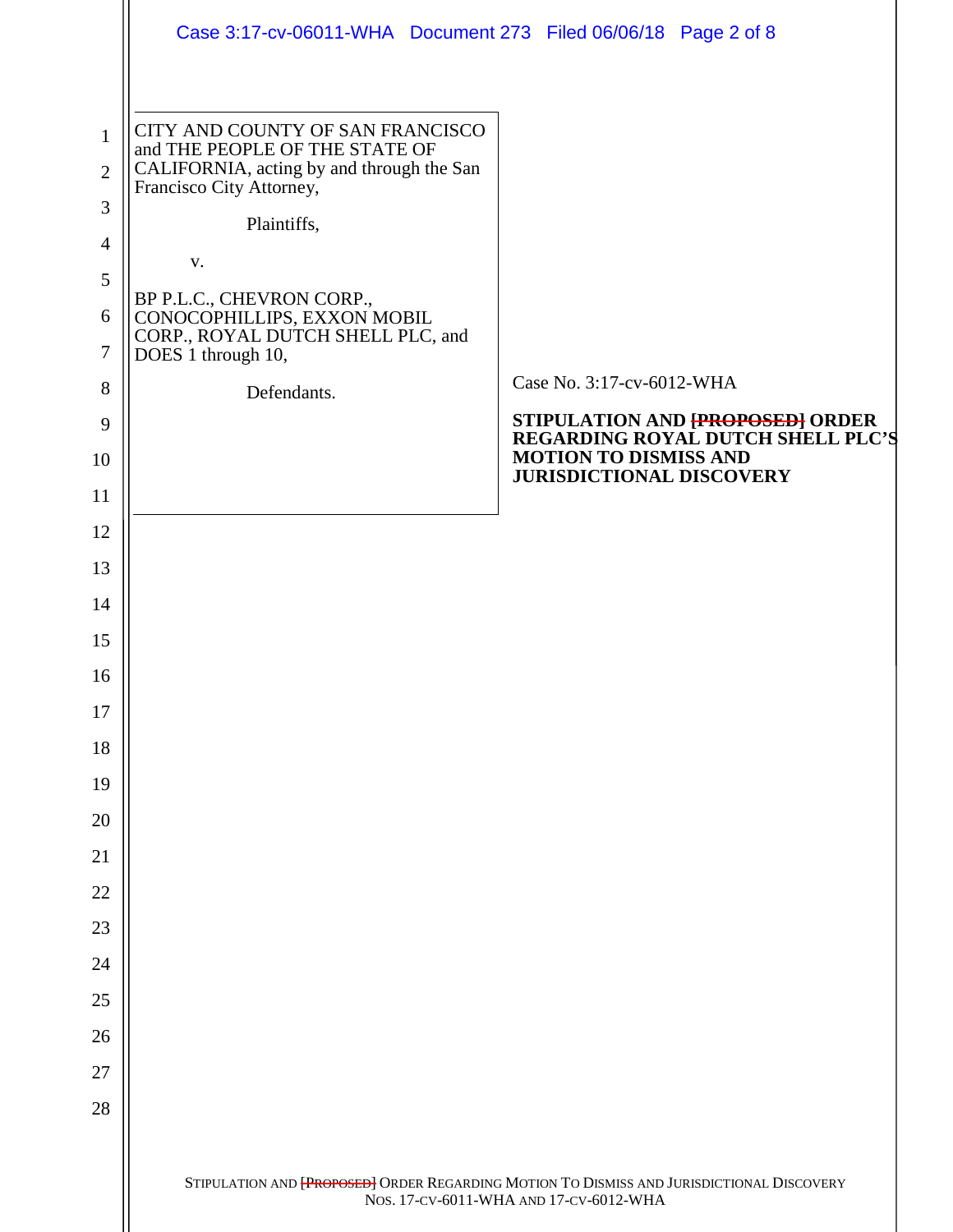CITY AND COUNTY OF SAN FRANCISCO and THE PEOPLE OF THE STATE OF CALIFORNIA, acting by and through the San Francisco City Attorney,

Plaintiffs,

v.

BP P.L.C., CHEVRON CORP., CONOCOPHILLIPS, EXXON MOBIL CORP., ROYAL DUTCH SHELL PLC, and DOES 1 through 10,

Defendants.

Case No. 3:17-cv-6012-WHA

**STIPULATION AND ~~[PROPOSED]~~ ORDER REGARDING ROYAL DUTCH SHELL PLC'S MOTION TO DISMISS AND JURISDICTIONAL DISCOVERY**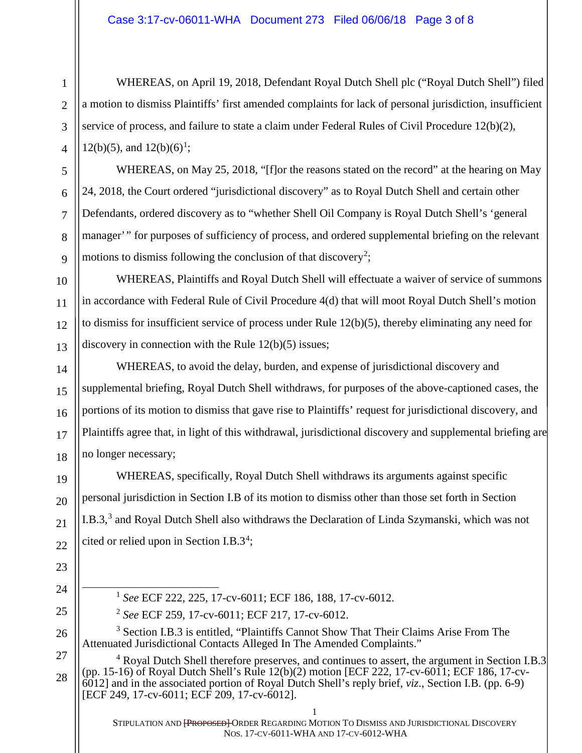WHEREAS, on April 19, 2018, Defendant Royal Dutch Shell plc ("Royal Dutch Shell") filed a motion to dismiss Plaintiffs' first amended complaints for lack of personal jurisdiction, insufficient service of process, and failure to state a claim under Federal Rules of Civil Procedure 12(b)(2), 12(b)(5), and 12(b)(6)[1];

WHEREAS, on May 25, 2018, "[f]or the reasons stated on the record" at the hearing on May 24, 2018, the Court ordered "jurisdictional discovery" as to Royal Dutch Shell and certain other Defendants, ordered discovery as to "whether Shell Oil Company is Royal Dutch Shell's 'general manager'" for purposes of sufficiency of process, and ordered supplemental briefing on the relevant motions to dismiss following the conclusion of that discovery[2];

WHEREAS, Plaintiffs and Royal Dutch Shell will effectuate a waiver of service of summons in accordance with Federal Rule of Civil Procedure 4(d) that will moot Royal Dutch Shell's motion to dismiss for insufficient service of process under Rule 12(b)(5), thereby eliminating any need for discovery in connection with the Rule 12(b)(5) issues;

WHEREAS, to avoid the delay, burden, and expense of jurisdictional discovery and supplemental briefing, Royal Dutch Shell withdraws, for purposes of the above-captioned cases, the portions of its motion to dismiss that gave rise to Plaintiffs' request for jurisdictional discovery, and Plaintiffs agree that, in light of this withdrawal, jurisdictional discovery and supplemental briefing are no longer necessary;

WHEREAS, specifically, Royal Dutch Shell withdraws its arguments against specific personal jurisdiction in Section I.B of its motion to dismiss other than those set forth in Section I.B.3,[3] and Royal Dutch Shell also withdraws the Declaration of Linda Szymanski, which was not cited or relied upon in Section I.B.3[4];

---

[1] *See* ECF 222, 225, 17-cv-6011; ECF 186, 188, 17-cv-6012.

[2] *See* ECF 259, 17-cv-6011; ECF 217, 17-cv-6012.

[3] Section I.B.3 is entitled, "Plaintiffs Cannot Show That Their Claims Arise From The Attenuated Jurisdictional Contacts Alleged In The Amended Complaints."

[4] Royal Dutch Shell therefore preserves, and continues to assert, the argument in Section I.B.3 (pp. 15-16) of Royal Dutch Shell's Rule 12(b)(2) motion [ECF 222, 17-cv-6011; ECF 186, 17-cv-6012] and in the associated portion of Royal Dutch Shell's reply brief, *viz*., Section I.B. (pp. 6-9) [ECF 249, 17-cv-6011; ECF 209, 17-cv-6012].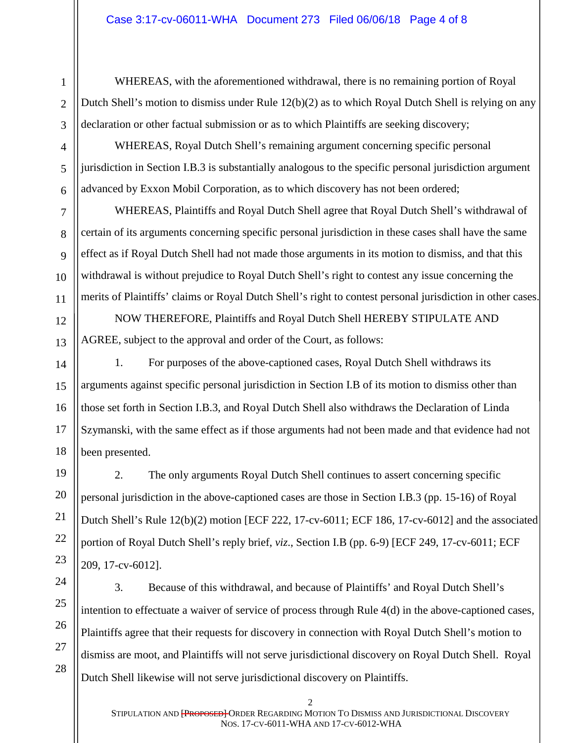WHEREAS, with the aforementioned withdrawal, there is no remaining portion of Royal Dutch Shell's motion to dismiss under Rule 12(b)(2) as to which Royal Dutch Shell is relying on any declaration or other factual submission or as to which Plaintiffs are seeking discovery;

WHEREAS, Royal Dutch Shell's remaining argument concerning specific personal jurisdiction in Section I.B.3 is substantially analogous to the specific personal jurisdiction argument advanced by Exxon Mobil Corporation, as to which discovery has not been ordered;

WHEREAS, Plaintiffs and Royal Dutch Shell agree that Royal Dutch Shell's withdrawal of certain of its arguments concerning specific personal jurisdiction in these cases shall have the same effect as if Royal Dutch Shell had not made those arguments in its motion to dismiss, and that this withdrawal is without prejudice to Royal Dutch Shell's right to contest any issue concerning the merits of Plaintiffs' claims or Royal Dutch Shell's right to contest personal jurisdiction in other cases.

NOW THEREFORE, Plaintiffs and Royal Dutch Shell HEREBY STIPULATE AND AGREE, subject to the approval and order of the Court, as follows:

1. For purposes of the above-captioned cases, Royal Dutch Shell withdraws its arguments against specific personal jurisdiction in Section I.B of its motion to dismiss other than those set forth in Section I.B.3, and Royal Dutch Shell also withdraws the Declaration of Linda Szymanski, with the same effect as if those arguments had not been made and that evidence had not been presented.

2. The only arguments Royal Dutch Shell continues to assert concerning specific personal jurisdiction in the above-captioned cases are those in Section I.B.3 (pp. 15-16) of Royal Dutch Shell's Rule 12(b)(2) motion [ECF 222, 17-cv-6011; ECF 186, 17-cv-6012] and the associated portion of Royal Dutch Shell's reply brief, *viz*., Section I.B (pp. 6-9) [ECF 249, 17-cv-6011; ECF 209, 17-cv-6012].

3. Because of this withdrawal, and because of Plaintiffs' and Royal Dutch Shell's intention to effectuate a waiver of service of process through Rule 4(d) in the above-captioned cases, Plaintiffs agree that their requests for discovery in connection with Royal Dutch Shell's motion to dismiss are moot, and Plaintiffs will not serve jurisdictional discovery on Royal Dutch Shell. Royal Dutch Shell likewise will not serve jurisdictional discovery on Plaintiffs.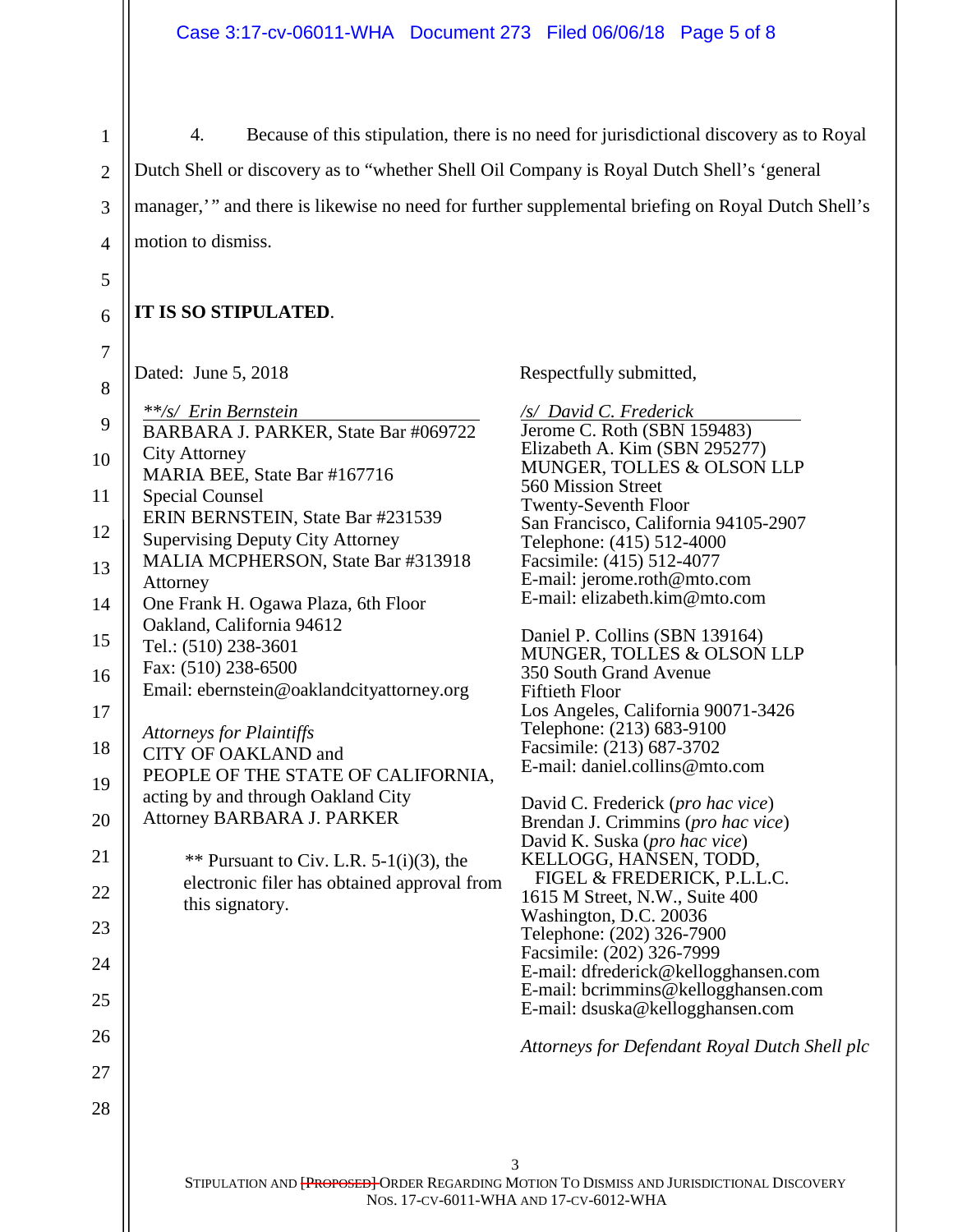4. Because of this stipulation, there is no need for jurisdictional discovery as to Royal Dutch Shell or discovery as to "whether Shell Oil Company is Royal Dutch Shell's 'general manager,'" and there is likewise no need for further supplemental briefing on Royal Dutch Shell's motion to dismiss.

**IT IS SO STIPULATED**.

Dated: June 5, 2018

*\*\*/s/ Erin Bernstein*
BARBARA J. PARKER, State Bar #069722
City Attorney
MARIA BEE, State Bar #167716
Special Counsel
ERIN BERNSTEIN, State Bar #231539
Supervising Deputy City Attorney
MALIA MCPHERSON, State Bar #313918
Attorney
One Frank H. Ogawa Plaza, 6th Floor
Oakland, California 94612
Tel.: (510) 238-3601
Fax: (510) 238-6500
Email: ebernstein@oaklandcityattorney.org

*Attorneys for Plaintiffs*
CITY OF OAKLAND and
PEOPLE OF THE STATE OF CALIFORNIA,
acting by and through Oakland City
Attorney BARBARA J. PARKER

\*\* Pursuant to Civ. L.R. 5-1(i)(3), the electronic filer has obtained approval from this signatory.

Respectfully submitted,

*/s/ David C. Frederick*
Jerome C. Roth (SBN 159483)
Elizabeth A. Kim (SBN 295277)
MUNGER, TOLLES & OLSON LLP
560 Mission Street
Twenty-Seventh Floor
San Francisco, California 94105-2907
Telephone: (415) 512-4000
Facsimile: (415) 512-4077
E-mail: jerome.roth@mto.com
E-mail: elizabeth.kim@mto.com

Daniel P. Collins (SBN 139164)
MUNGER, TOLLES & OLSON LLP
350 South Grand Avenue
Fiftieth Floor
Los Angeles, California 90071-3426
Telephone: (213) 683-9100
Facsimile: (213) 687-3702
E-mail: daniel.collins@mto.com

David C. Frederick (*pro hac vice*)
Brendan J. Crimmins (*pro hac vice*)
David K. Suska (*pro hac vice*)
KELLOGG, HANSEN, TODD,
FIGEL & FREDERICK, P.L.L.C.
1615 M Street, N.W., Suite 400
Washington, D.C. 20036
Telephone: (202) 326-7900
Facsimile: (202) 326-7999
E-mail: dfrederick@kellogghansen.com
E-mail: bcrimmins@kellogghansen.com
E-mail: dsuska@kellogghansen.com

*Attorneys for Defendant Royal Dutch Shell plc*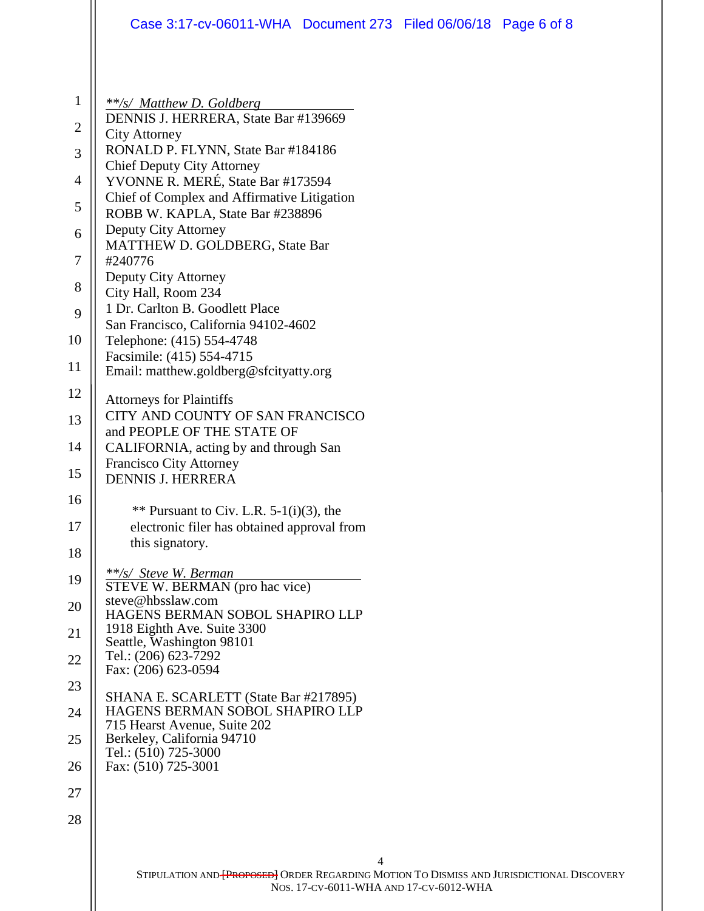*\*\*/s/ Matthew D. Goldberg*

DENNIS J. HERRERA, State Bar #139669
City Attorney
RONALD P. FLYNN, State Bar #184186
Chief Deputy City Attorney
YVONNE R. MERÉ, State Bar #173594
Chief of Complex and Affirmative Litigation
ROBB W. KAPLA, State Bar #238896
Deputy City Attorney
MATTHEW D. GOLDBERG, State Bar #240776
Deputy City Attorney
City Hall, Room 234
1 Dr. Carlton B. Goodlett Place
San Francisco, California 94102-4602
Telephone: (415) 554-4748
Facsimile: (415) 554-4715
Email: matthew.goldberg@sfcityatty.org

Attorneys for Plaintiffs
CITY AND COUNTY OF SAN FRANCISCO and PEOPLE OF THE STATE OF CALIFORNIA, acting by and through San Francisco City Attorney DENNIS J. HERRERA

\*\* Pursuant to Civ. L.R. 5-1(i)(3), the electronic filer has obtained approval from this signatory.

*\*\*/s/ Steve W. Berman*

STEVE W. BERMAN (pro hac vice)
steve@hbsslaw.com
HAGENS BERMAN SOBOL SHAPIRO LLP
1918 Eighth Ave. Suite 3300
Seattle, Washington 98101
Tel.: (206) 623-7292
Fax: (206) 623-0594

SHANA E. SCARLETT (State Bar #217895)
HAGENS BERMAN SOBOL SHAPIRO LLP
715 Hearst Avenue, Suite 202
Berkeley, California 94710
Tel.: (510) 725-3000
Fax: (510) 725-3001

STIPULATION AND ~~[PROPOSED]~~ ORDER REGARDING MOTION TO DISMISS AND JURISDICTIONAL DISCOVERY
NOS. 17-CV-6011-WHA AND 17-CV-6012-WHA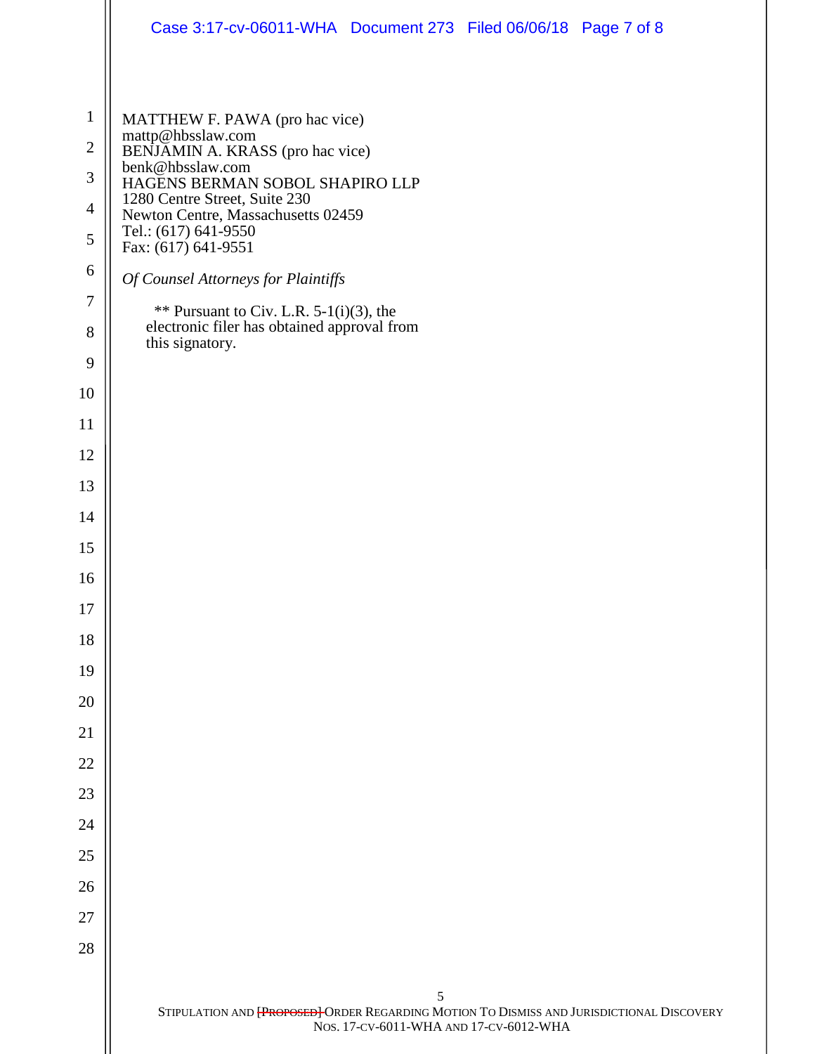MATTHEW F. PAWA (pro hac vice)
mattp@hbsslaw.com
BENJAMIN A. KRASS (pro hac vice)
benk@hbsslaw.com
HAGENS BERMAN SOBOL SHAPIRO LLP
1280 Centre Street, Suite 230
Newton Centre, Massachusetts 02459
Tel.: (617) 641-9550
Fax: (617) 641-9551

*Of Counsel Attorneys for Plaintiffs*

** Pursuant to Civ. L.R. 5-1(i)(3), the electronic filer has obtained approval from this signatory.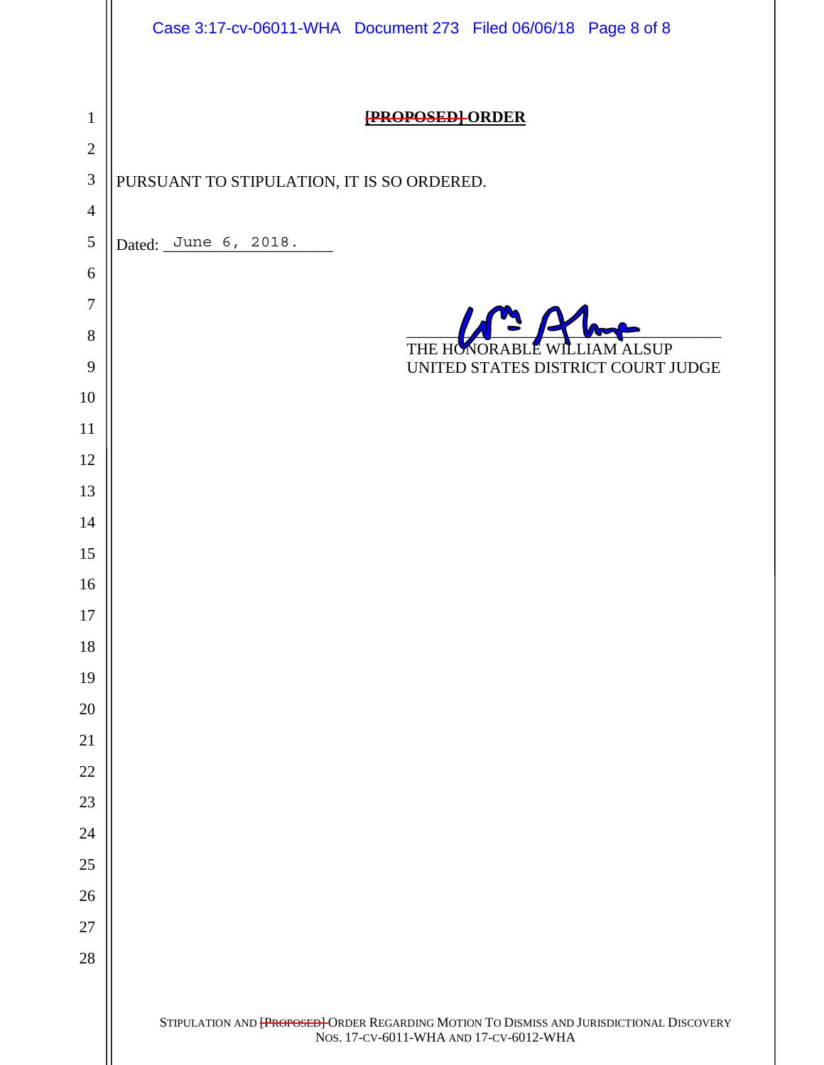**~~[PROPOSED]~~ ORDER**

PURSUANT TO STIPULATION, IT IS SO ORDERED.

Dated: June 6, 2018.

THE HONORABLE WILLIAM ALSUP
UNITED STATES DISTRICT COURT JUDGE

STIPULATION AND ~~[PROPOSED]~~ ORDER REGARDING MOTION TO DISMISS AND JURISDICTIONAL DISCOVERY
NOS. 17-CV-6011-WHA AND 17-CV-6012-WHA